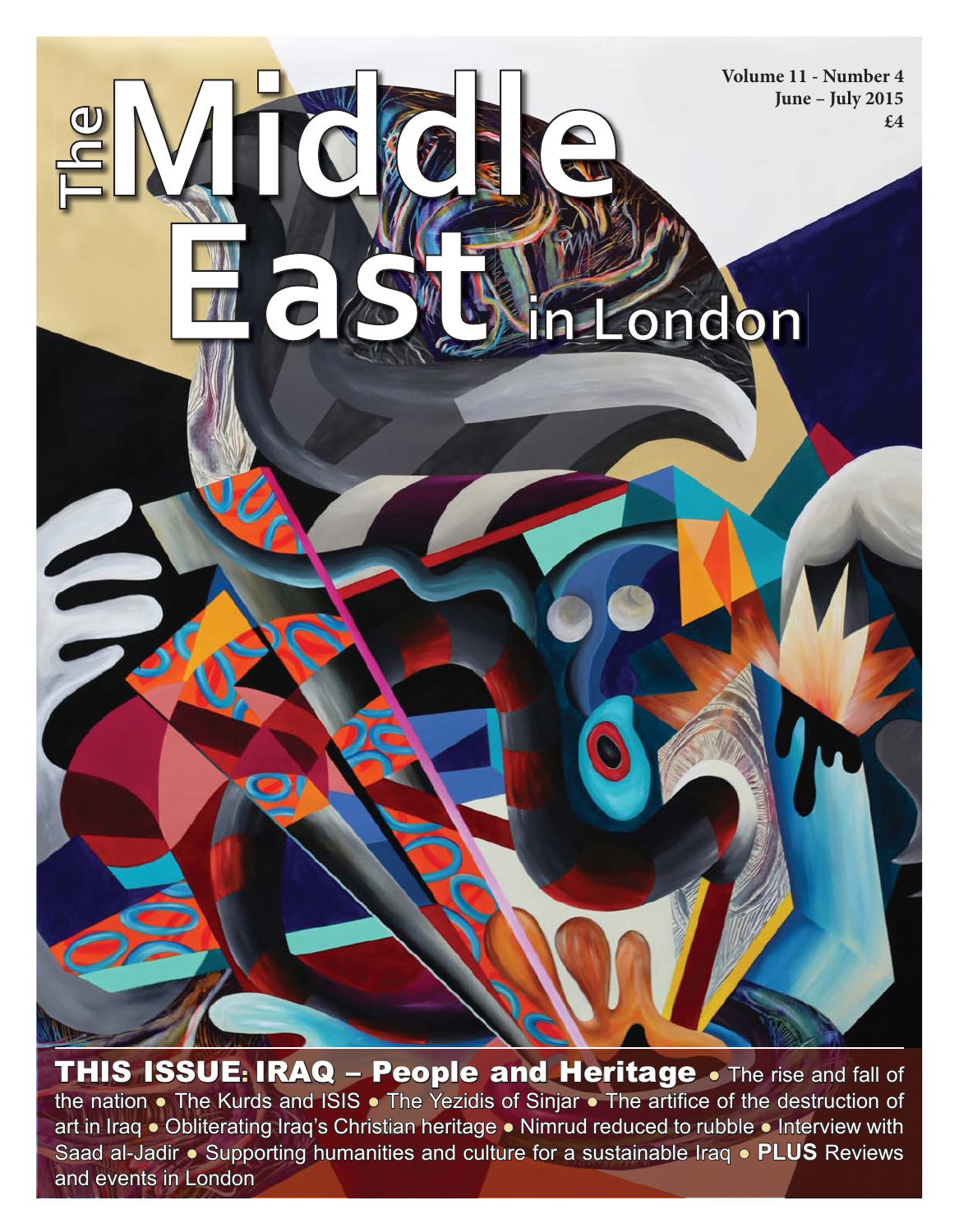# The Middle East in London

Volume 11 - Number 4
June – July 2015
£4

**THIS ISSUE: IRAQ – People and Heritage** • The rise and fall of the nation • The Kurds and ISIS • The Yezidis of Sinjar • The artifice of the destruction of art in Iraq • Obliterating Iraq's Christian heritage • Nimrud reduced to rubble • Interview with Saad al-Jadir • Supporting humanities and culture for a sustainable Iraq • **PLUS** Reviews and events in London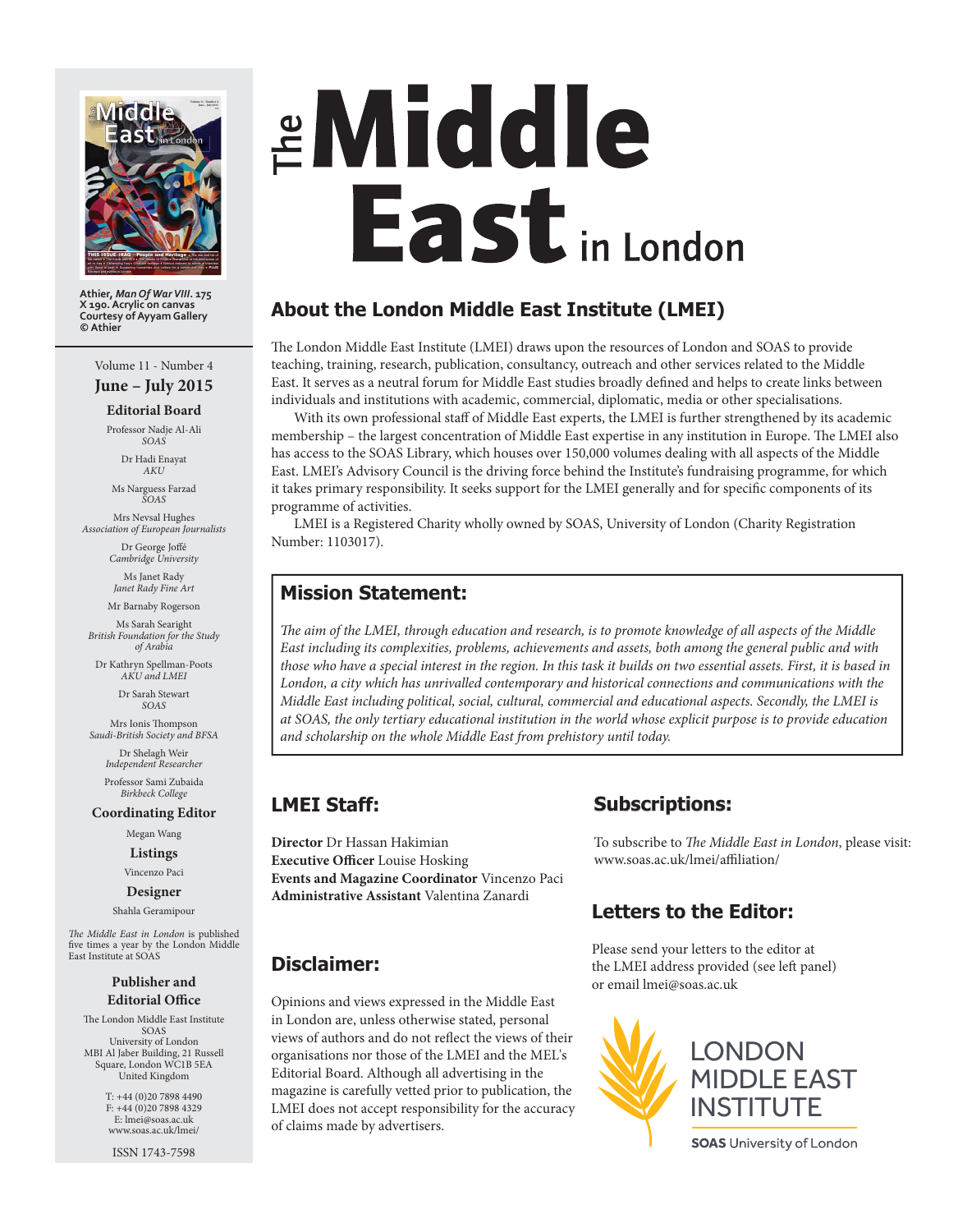Athier, *Man Of War VIII*. 175 X 190. Acrylic on canvas
Courtesy of Ayyam Gallery
© Athier

Volume 11 - Number 4
**June – July 2015**

**Editorial Board**

Professor Nadje Al-Ali
*SOAS*

Dr Hadi Enayat
*AKU*

Ms Narguess Farzad
*SOAS*

Mrs Nevsal Hughes
*Association of European Journalists*

Dr George Joffé
*Cambridge University*

Ms Janet Rady
*Janet Rady Fine Art*

Mr Barnaby Rogerson

Ms Sarah Searight
*British Foundation for the Study of Arabia*

Dr Kathryn Spellman-Poots
*AKU and LMEI*

Dr Sarah Stewart
*SOAS*

Mrs Ionis Thompson
*Saudi-British Society and BFSA*

Dr Shelagh Weir
*Independent Researcher*

Professor Sami Zubaida
*Birkbeck College*

**Coordinating Editor**

Megan Wang

**Listings**

Vincenzo Paci

**Designer**

Shahla Geramipour

*The Middle East in London* is published five times a year by the London Middle East Institute at SOAS

**Publisher and Editorial Office**

The London Middle East Institute
SOAS
University of London
MBI Al Jaber Building, 21 Russell Square, London WC1B 5EA
United Kingdom

T: +44 (0)20 7898 4490
F: +44 (0)20 7898 4329
E: lmei@soas.ac.uk
www.soas.ac.uk/lmei/

ISSN 1743-7598

# The Middle East in London

## About the London Middle East Institute (LMEI)

The London Middle East Institute (LMEI) draws upon the resources of London and SOAS to provide teaching, training, research, publication, consultancy, outreach and other services related to the Middle East. It serves as a neutral forum for Middle East studies broadly defined and helps to create links between individuals and institutions with academic, commercial, diplomatic, media or other specialisations.

With its own professional staff of Middle East experts, the LMEI is further strengthened by its academic membership – the largest concentration of Middle East expertise in any institution in Europe. The LMEI also has access to the SOAS Library, which houses over 150,000 volumes dealing with all aspects of the Middle East. LMEI's Advisory Council is the driving force behind the Institute's fundraising programme, for which it takes primary responsibility. It seeks support for the LMEI generally and for specific components of its programme of activities.

LMEI is a Registered Charity wholly owned by SOAS, University of London (Charity Registration Number: 1103017).

## Mission Statement:

*The aim of the LMEI, through education and research, is to promote knowledge of all aspects of the Middle East including its complexities, problems, achievements and assets, both among the general public and with those who have a special interest in the region. In this task it builds on two essential assets. First, it is based in London, a city which has unrivalled contemporary and historical connections and communications with the Middle East including political, social, cultural, commercial and educational aspects. Secondly, the LMEI is at SOAS, the only tertiary educational institution in the world whose explicit purpose is to provide education and scholarship on the whole Middle East from prehistory until today.*

## LMEI Staff:

**Director** Dr Hassan Hakimian
**Executive Officer** Louise Hosking
**Events and Magazine Coordinator** Vincenzo Paci
**Administrative Assistant** Valentina Zanardi

## Disclaimer:

Opinions and views expressed in the Middle East in London are, unless otherwise stated, personal views of authors and do not reflect the views of their organisations nor those of the LMEI and the MEL's Editorial Board. Although all advertising in the magazine is carefully vetted prior to publication, the LMEI does not accept responsibility for the accuracy of claims made by advertisers.

## Subscriptions:

To subscribe to *The Middle East in London*, please visit: www.soas.ac.uk/lmei/affiliation/

## Letters to the Editor:

Please send your letters to the editor at the LMEI address provided (see left panel) or email lmei@soas.ac.uk

LONDON MIDDLE EAST INSTITUTE
SOAS University of London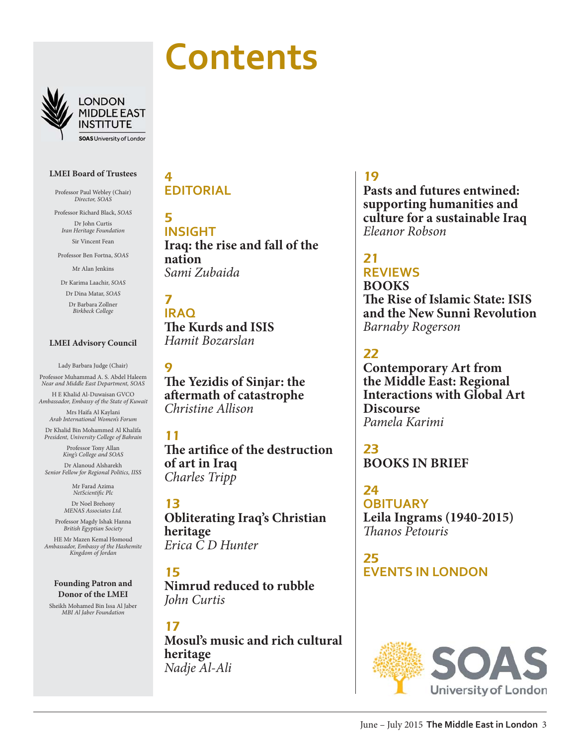# Contents

LONDON MIDDLE EAST INSTITUTE
SOAS University of London

**LMEI Board of Trustees**

Professor Paul Webley (Chair)
*Director, SOAS*

Professor Richard Black, *SOAS*

Dr John Curtis
*Iran Heritage Foundation*

Sir Vincent Fean

Professor Ben Fortna, *SOAS*

Mr Alan Jenkins

Dr Karima Laachir, *SOAS*

Dr Dina Matar, *SOAS*

Dr Barbara Zollner
*Birkbeck College*

**LMEI Advisory Council**

Lady Barbara Judge (Chair)

Professor Muhammad A. S. Abdel Haleem
*Near and Middle East Department, SOAS*

H E Khalid Al-Duwaisan GVCO
*Ambassador, Embassy of the State of Kuwait*

Mrs Haifa Al Kaylani
*Arab International Women's Forum*

Dr Khalid Bin Mohammed Al Khalifa
*President, University College of Bahrain*

Professor Tony Allan
*King's College and SOAS*

Dr Alanoud Alsharekh
*Senior Fellow for Regional Politics, IISS*

Mr Farad Azima
*NetScientific Plc*

Dr Noel Brehony
*MENAS Associates Ltd.*

Professor Magdy Ishak Hanna
*British Egyptian Society*

HE Mr Mazen Kemal Homoud
*Ambassador, Embassy of the Hashemite Kingdom of Jordan*

**Founding Patron and Donor of the LMEI**

Sheikh Mohamed Bin Issa Al Jaber
*MBI Al Jaber Foundation*

**4**
**EDITORIAL**

**5**
**INSIGHT**
**Iraq: the rise and fall of the nation**
*Sami Zubaida*

**7**
**IRAQ**
**The Kurds and ISIS**
*Hamit Bozarslan*

**9**
**The Yezidis of Sinjar: the aftermath of catastrophe**
*Christine Allison*

**11**
**The artifice of the destruction of art in Iraq**
*Charles Tripp*

**13**
**Obliterating Iraq's Christian heritage**
*Erica C D Hunter*

**15**
**Nimrud reduced to rubble**
*John Curtis*

**17**
**Mosul's music and rich cultural heritage**
*Nadje Al-Ali*

**19**
**Pasts and futures entwined: supporting humanities and culture for a sustainable Iraq**
*Eleanor Robson*

**21**
**REVIEWS**
**BOOKS**
**The Rise of Islamic State: ISIS and the New Sunni Revolution**
*Barnaby Rogerson*

**22**
**Contemporary Art from the Middle East: Regional Interactions with Global Art Discourse**
*Pamela Karimi*

**23**
**BOOKS IN BRIEF**

**24**
**OBITUARY**
**Leila Ingrams (1940-2015)**
*Thanos Petouris*

**25**
**EVENTS IN LONDON**

SOAS University of London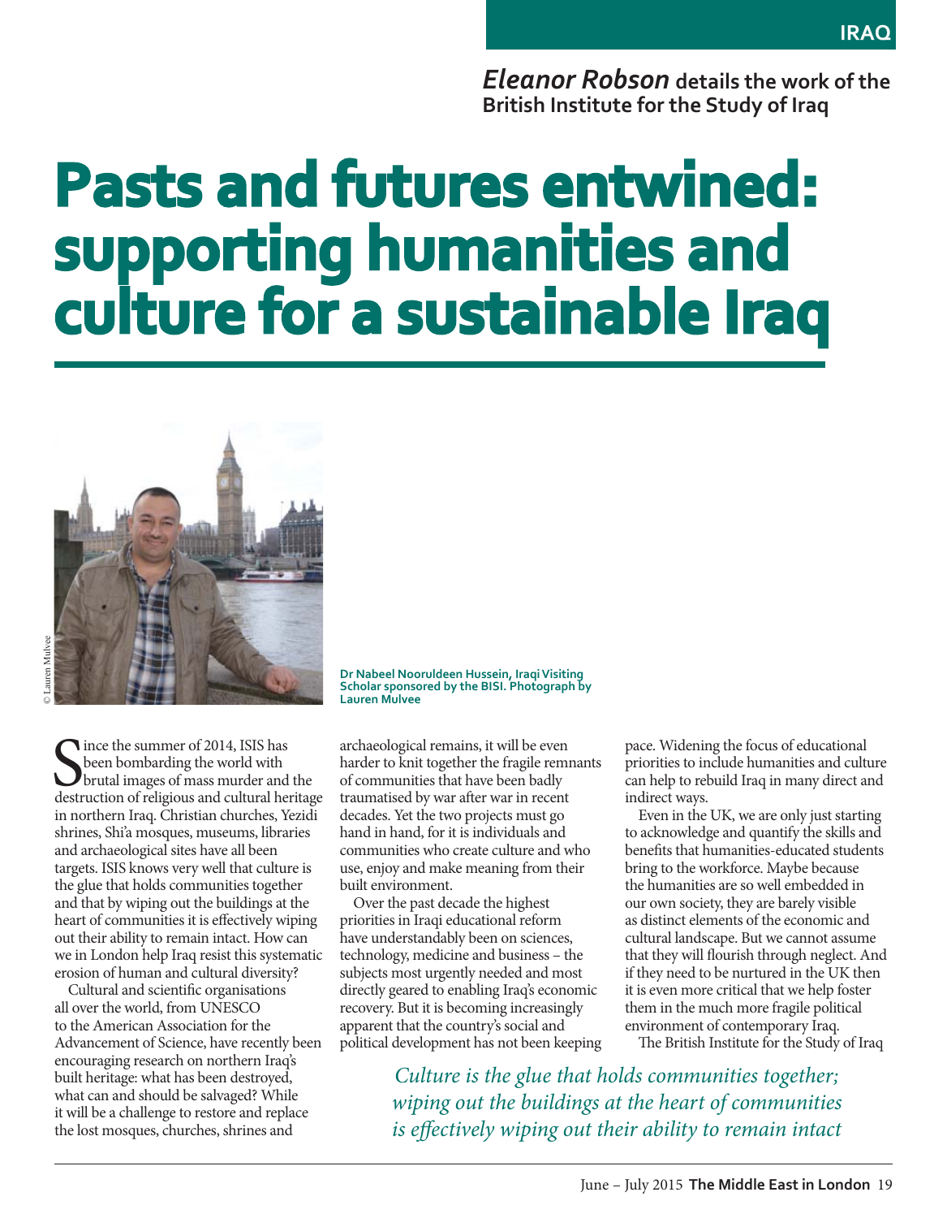*Eleanor Robson* **details the work of the British Institute for the Study of Iraq**

# Pasts and futures entwined: supporting humanities and culture for a sustainable Iraq

© Lauren Mulvee

**Dr Nabeel Nooruldeen Hussein, Iraqi Visiting Scholar sponsored by the BISI. Photograph by Lauren Mulvee**

Since the summer of 2014, ISIS has been bombarding the world with brutal images of mass murder and the destruction of religious and cultural heritage in northern Iraq. Christian churches, Yezidi shrines, Shi'a mosques, museums, libraries and archaeological sites have all been targets. ISIS knows very well that culture is the glue that holds communities together and that by wiping out the buildings at the heart of communities it is effectively wiping out their ability to remain intact. How can we in London help Iraq resist this systematic erosion of human and cultural diversity?

Cultural and scientific organisations all over the world, from UNESCO to the American Association for the Advancement of Science, have recently been encouraging research on northern Iraq's built heritage: what has been destroyed, what can and should be salvaged? While it will be a challenge to restore and replace the lost mosques, churches, shrines and archaeological remains, it will be even harder to knit together the fragile remnants of communities that have been badly traumatised by war after war in recent decades. Yet the two projects must go hand in hand, for it is individuals and communities who create culture and who use, enjoy and make meaning from their built environment.

Over the past decade the highest priorities in Iraqi educational reform have understandably been on sciences, technology, medicine and business – the subjects most urgently needed and most directly geared to enabling Iraq's economic recovery. But it is becoming increasingly apparent that the country's social and political development has not been keeping pace. Widening the focus of educational priorities to include humanities and culture can help to rebuild Iraq in many direct and indirect ways.

Even in the UK, we are only just starting to acknowledge and quantify the skills and benefits that humanities-educated students bring to the workforce. Maybe because the humanities are so well embedded in our own society, they are barely visible as distinct elements of the economic and cultural landscape. But we cannot assume that they will flourish through neglect. And if they need to be nurtured in the UK then it is even more critical that we help foster them in the much more fragile political environment of contemporary Iraq.

The British Institute for the Study of Iraq

*Culture is the glue that holds communities together; wiping out the buildings at the heart of communities is effectively wiping out their ability to remain intact*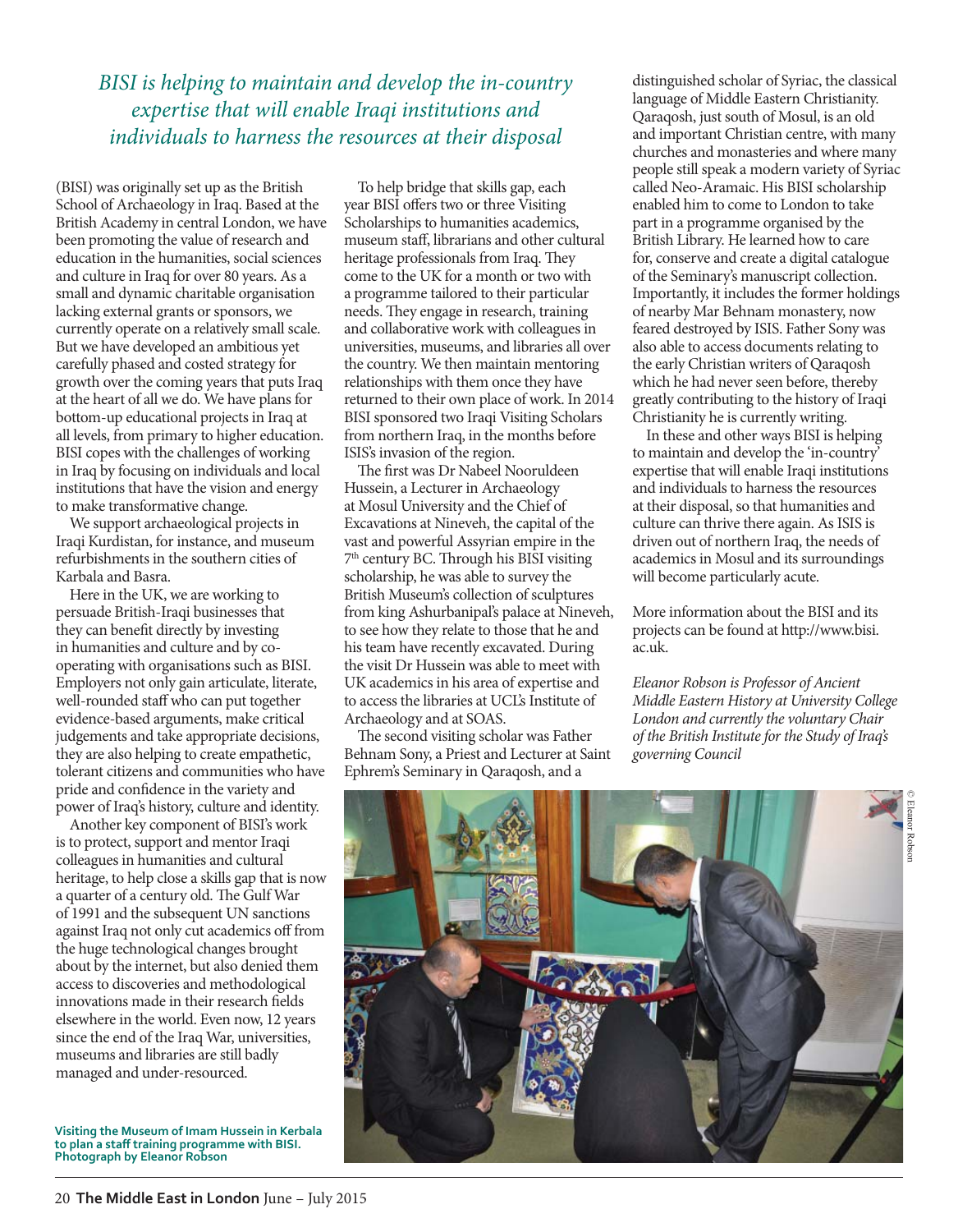*BISI is helping to maintain and develop the in-country expertise that will enable Iraqi institutions and individuals to harness the resources at their disposal*

(BISI) was originally set up as the British School of Archaeology in Iraq. Based at the British Academy in central London, we have been promoting the value of research and education in the humanities, social sciences and culture in Iraq for over 80 years. As a small and dynamic charitable organisation lacking external grants or sponsors, we currently operate on a relatively small scale. But we have developed an ambitious yet carefully phased and costed strategy for growth over the coming years that puts Iraq at the heart of all we do. We have plans for bottom-up educational projects in Iraq at all levels, from primary to higher education. BISI copes with the challenges of working in Iraq by focusing on individuals and local institutions that have the vision and energy to make transformative change.

We support archaeological projects in Iraqi Kurdistan, for instance, and museum refurbishments in the southern cities of Karbala and Basra.

Here in the UK, we are working to persuade British-Iraqi businesses that they can benefit directly by investing in humanities and culture and by co-operating with organisations such as BISI. Employers not only gain articulate, literate, well-rounded staff who can put together evidence-based arguments, make critical judgements and take appropriate decisions, they are also helping to create empathetic, tolerant citizens and communities who have pride and confidence in the variety and power of Iraq's history, culture and identity.

Another key component of BISI's work is to protect, support and mentor Iraqi colleagues in humanities and cultural heritage, to help close a skills gap that is now a quarter of a century old. The Gulf War of 1991 and the subsequent UN sanctions against Iraq not only cut academics off from the huge technological changes brought about by the internet, but also denied them access to discoveries and methodological innovations made in their research fields elsewhere in the world. Even now, 12 years since the end of the Iraq War, universities, museums and libraries are still badly managed and under-resourced.

**Visiting the Museum of Imam Hussein in Kerbala to plan a staff training programme with BISI. Photograph by Eleanor Robson**

To help bridge that skills gap, each year BISI offers two or three Visiting Scholarships to humanities academics, museum staff, librarians and other cultural heritage professionals from Iraq. They come to the UK for a month or two with a programme tailored to their particular needs. They engage in research, training and collaborative work with colleagues in universities, museums, and libraries all over the country. We then maintain mentoring relationships with them once they have returned to their own place of work. In 2014 BISI sponsored two Iraqi Visiting Scholars from northern Iraq, in the months before ISIS's invasion of the region.

The first was Dr Nabeel Nooruldeen Hussein, a Lecturer in Archaeology at Mosul University and the Chief of Excavations at Nineveh, the capital of the vast and powerful Assyrian empire in the 7th century BC. Through his BISI visiting scholarship, he was able to survey the British Museum's collection of sculptures from king Ashurbanipal's palace at Nineveh, to see how they relate to those that he and his team have recently excavated. During the visit Dr Hussein was able to meet with UK academics in his area of expertise and to access the libraries at UCL's Institute of Archaeology and at SOAS.

The second visiting scholar was Father Behnam Sony, a Priest and Lecturer at Saint Ephrem's Seminary in Qaraqosh, and a distinguished scholar of Syriac, the classical language of Middle Eastern Christianity. Qaraqosh, just south of Mosul, is an old and important Christian centre, with many churches and monasteries and where many people still speak a modern variety of Syriac called Neo-Aramaic. His BISI scholarship enabled him to come to London to take part in a programme organised by the British Library. He learned how to care for, conserve and create a digital catalogue of the Seminary's manuscript collection. Importantly, it includes the former holdings of nearby Mar Behnam monastery, now feared destroyed by ISIS. Father Sony was also able to access documents relating to the early Christian writers of Qaraqosh which he had never seen before, thereby greatly contributing to the history of Iraqi Christianity he is currently writing.

In these and other ways BISI is helping to maintain and develop the 'in-country' expertise that will enable Iraqi institutions and individuals to harness the resources at their disposal, so that humanities and culture can thrive there again. As ISIS is driven out of northern Iraq, the needs of academics in Mosul and its surroundings will become particularly acute.

More information about the BISI and its projects can be found at http://www.bisi.ac.uk.

*Eleanor Robson is Professor of Ancient Middle Eastern History at University College London and currently the voluntary Chair of the British Institute for the Study of Iraq's governing Council*

© Eleanor Robson